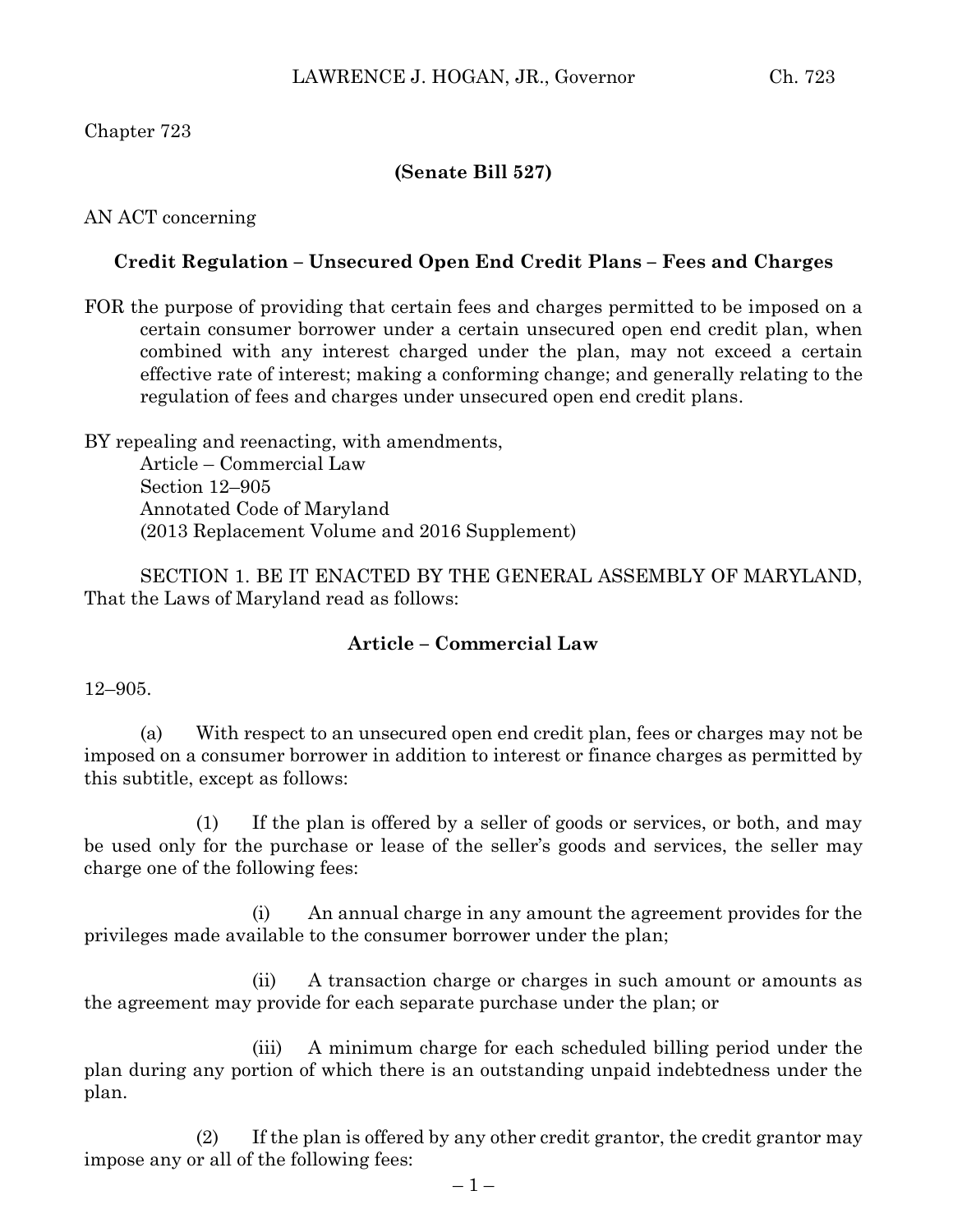Chapter 723

**(Senate Bill 527)**

AN ACT concerning

**Credit Regulation – Unsecured Open End Credit Plans – Fees and Charges**

FOR the purpose of providing that certain fees and charges permitted to be imposed on a certain consumer borrower under a certain unsecured open end credit plan, when combined with any interest charged under the plan, may not exceed a certain effective rate of interest; making a conforming change; and generally relating to the regulation of fees and charges under unsecured open end credit plans.

BY repealing and reenacting, with amendments,
Article – Commercial Law
Section 12–905
Annotated Code of Maryland
(2013 Replacement Volume and 2016 Supplement)

SECTION 1. BE IT ENACTED BY THE GENERAL ASSEMBLY OF MARYLAND, That the Laws of Maryland read as follows:

**Article – Commercial Law**

12–905.

(a) With respect to an unsecured open end credit plan, fees or charges may not be imposed on a consumer borrower in addition to interest or finance charges as permitted by this subtitle, except as follows:

(1) If the plan is offered by a seller of goods or services, or both, and may be used only for the purchase or lease of the seller's goods and services, the seller may charge one of the following fees:

(i) An annual charge in any amount the agreement provides for the privileges made available to the consumer borrower under the plan;

(ii) A transaction charge or charges in such amount or amounts as the agreement may provide for each separate purchase under the plan; or

(iii) A minimum charge for each scheduled billing period under the plan during any portion of which there is an outstanding unpaid indebtedness under the plan.

(2) If the plan is offered by any other credit grantor, the credit grantor may impose any or all of the following fees: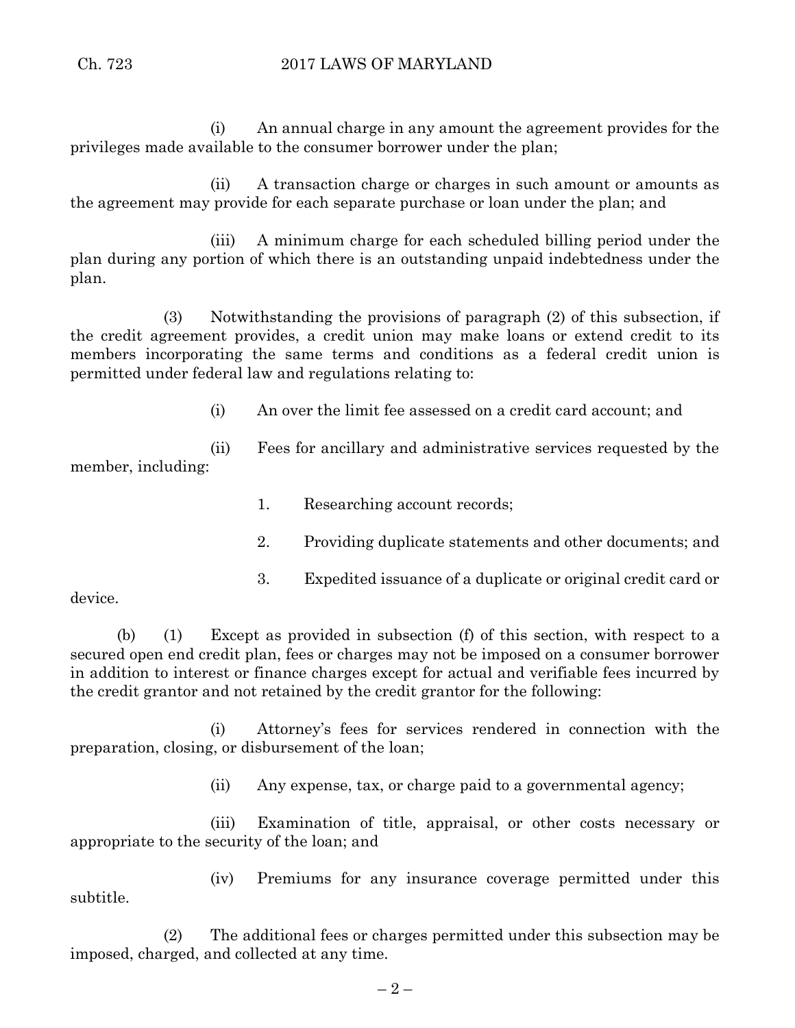(i) An annual charge in any amount the agreement provides for the privileges made available to the consumer borrower under the plan;

(ii) A transaction charge or charges in such amount or amounts as the agreement may provide for each separate purchase or loan under the plan; and

(iii) A minimum charge for each scheduled billing period under the plan during any portion of which there is an outstanding unpaid indebtedness under the plan.

(3) Notwithstanding the provisions of paragraph (2) of this subsection, if the credit agreement provides, a credit union may make loans or extend credit to its members incorporating the same terms and conditions as a federal credit union is permitted under federal law and regulations relating to:

(i) An over the limit fee assessed on a credit card account; and

(ii) Fees for ancillary and administrative services requested by the member, including:

1. Researching account records;

2. Providing duplicate statements and other documents; and

3. Expedited issuance of a duplicate or original credit card or device.

(b) (1) Except as provided in subsection (f) of this section, with respect to a secured open end credit plan, fees or charges may not be imposed on a consumer borrower in addition to interest or finance charges except for actual and verifiable fees incurred by the credit grantor and not retained by the credit grantor for the following:

(i) Attorney's fees for services rendered in connection with the preparation, closing, or disbursement of the loan;

(ii) Any expense, tax, or charge paid to a governmental agency;

(iii) Examination of title, appraisal, or other costs necessary or appropriate to the security of the loan; and

(iv) Premiums for any insurance coverage permitted under this subtitle.

(2) The additional fees or charges permitted under this subsection may be imposed, charged, and collected at any time.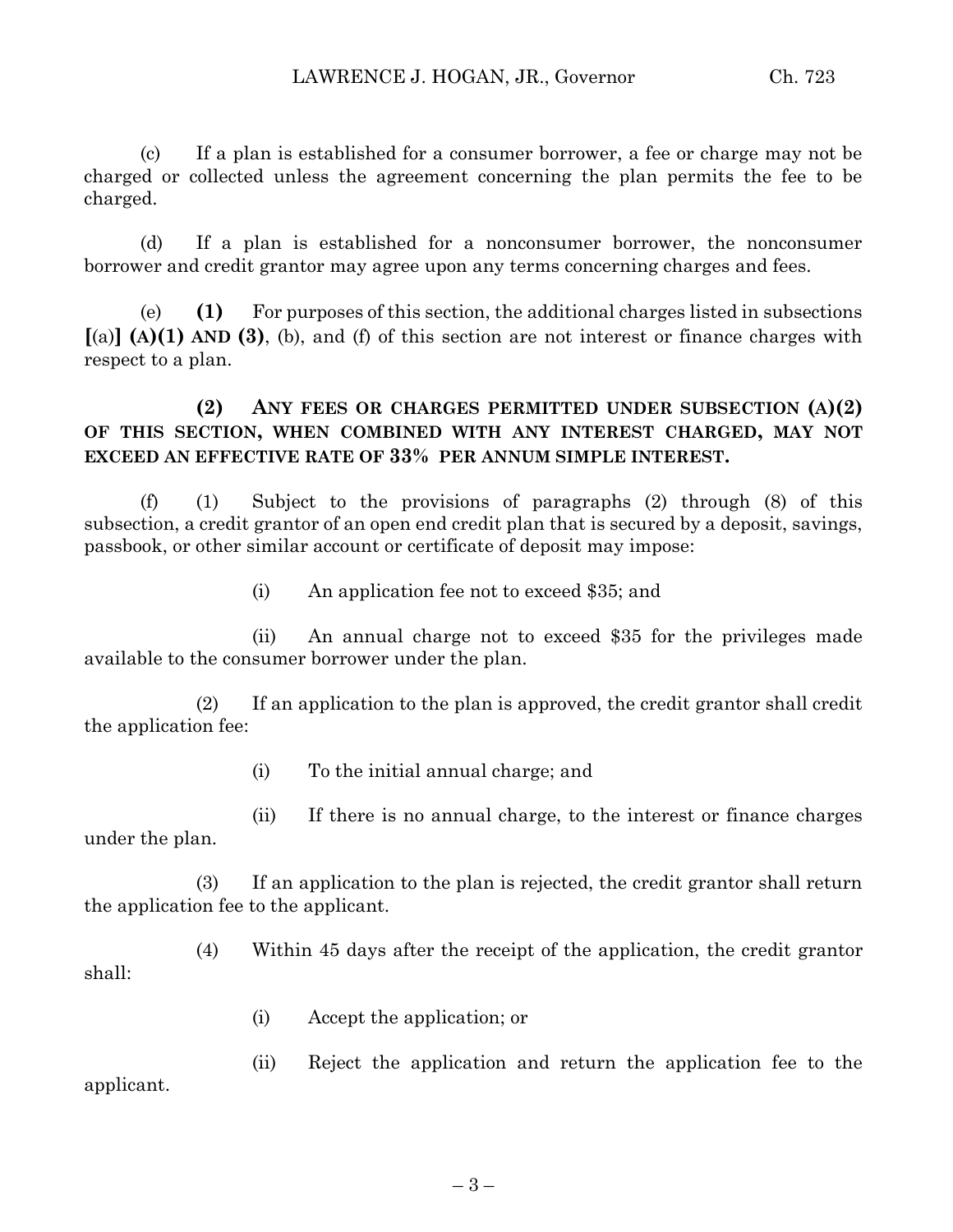(c) If a plan is established for a consumer borrower, a fee or charge may not be charged or collected unless the agreement concerning the plan permits the fee to be charged.

(d) If a plan is established for a nonconsumer borrower, the nonconsumer borrower and credit grantor may agree upon any terms concerning charges and fees.

(e) **(1)** For purposes of this section, the additional charges listed in subsections [(a)] **(A)(1) AND (3)**, (b), and (f) of this section are not interest or finance charges with respect to a plan.

**(2) ANY FEES OR CHARGES PERMITTED UNDER SUBSECTION (A)(2) OF THIS SECTION, WHEN COMBINED WITH ANY INTEREST CHARGED, MAY NOT EXCEED AN EFFECTIVE RATE OF 33% PER ANNUM SIMPLE INTEREST.**

(f) (1) Subject to the provisions of paragraphs (2) through (8) of this subsection, a credit grantor of an open end credit plan that is secured by a deposit, savings, passbook, or other similar account or certificate of deposit may impose:

(i) An application fee not to exceed $35; and

(ii) An annual charge not to exceed $35 for the privileges made available to the consumer borrower under the plan.

(2) If an application to the plan is approved, the credit grantor shall credit the application fee:

(i) To the initial annual charge; and

(ii) If there is no annual charge, to the interest or finance charges under the plan.

(3) If an application to the plan is rejected, the credit grantor shall return the application fee to the applicant.

(4) Within 45 days after the receipt of the application, the credit grantor shall:

(i) Accept the application; or

(ii) Reject the application and return the application fee to the applicant.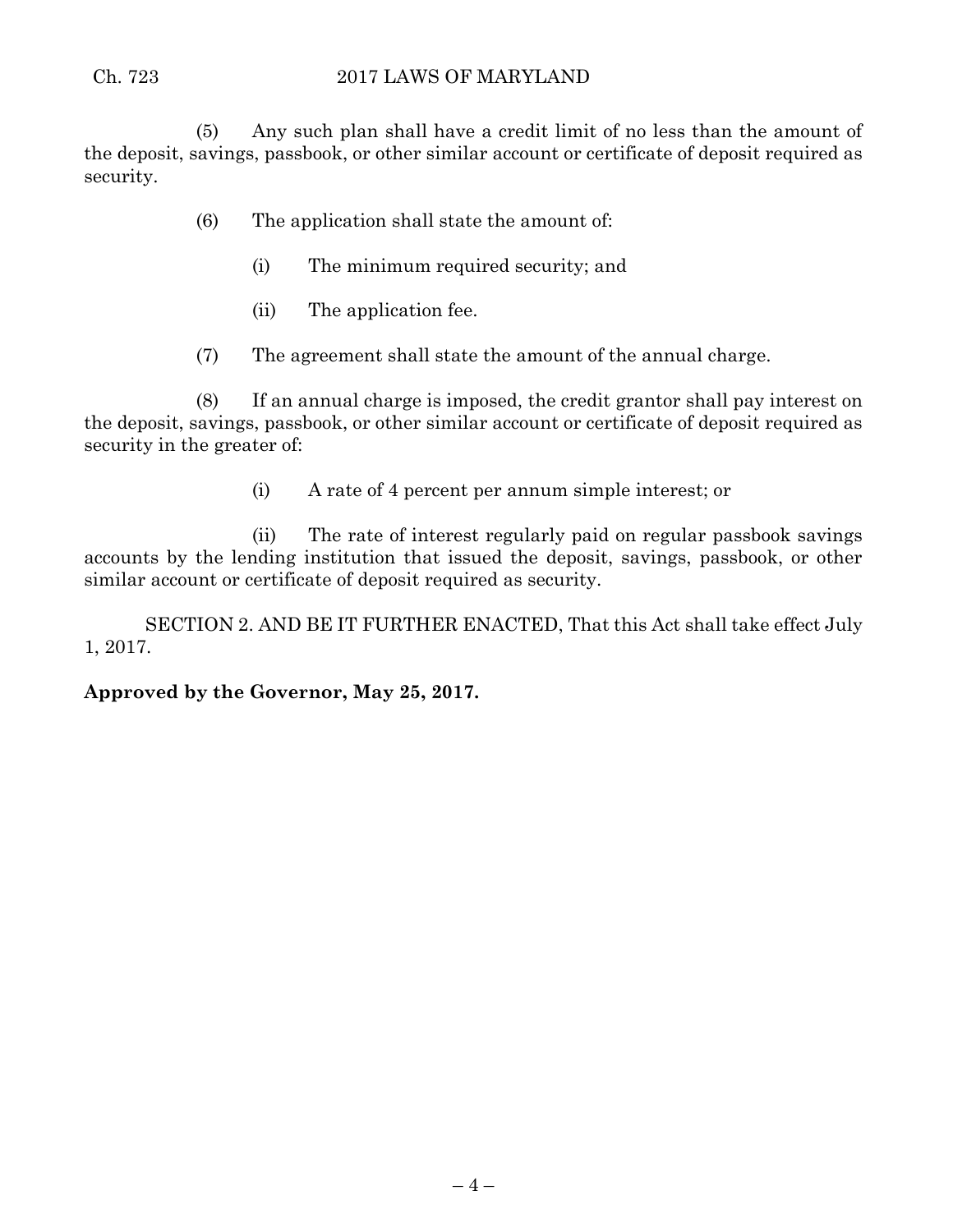(5) Any such plan shall have a credit limit of no less than the amount of the deposit, savings, passbook, or other similar account or certificate of deposit required as security.

(6) The application shall state the amount of:

(i) The minimum required security; and

(ii) The application fee.

(7) The agreement shall state the amount of the annual charge.

(8) If an annual charge is imposed, the credit grantor shall pay interest on the deposit, savings, passbook, or other similar account or certificate of deposit required as security in the greater of:

(i) A rate of 4 percent per annum simple interest; or

(ii) The rate of interest regularly paid on regular passbook savings accounts by the lending institution that issued the deposit, savings, passbook, or other similar account or certificate of deposit required as security.

SECTION 2. AND BE IT FURTHER ENACTED, That this Act shall take effect July 1, 2017.

**Approved by the Governor, May 25, 2017.**